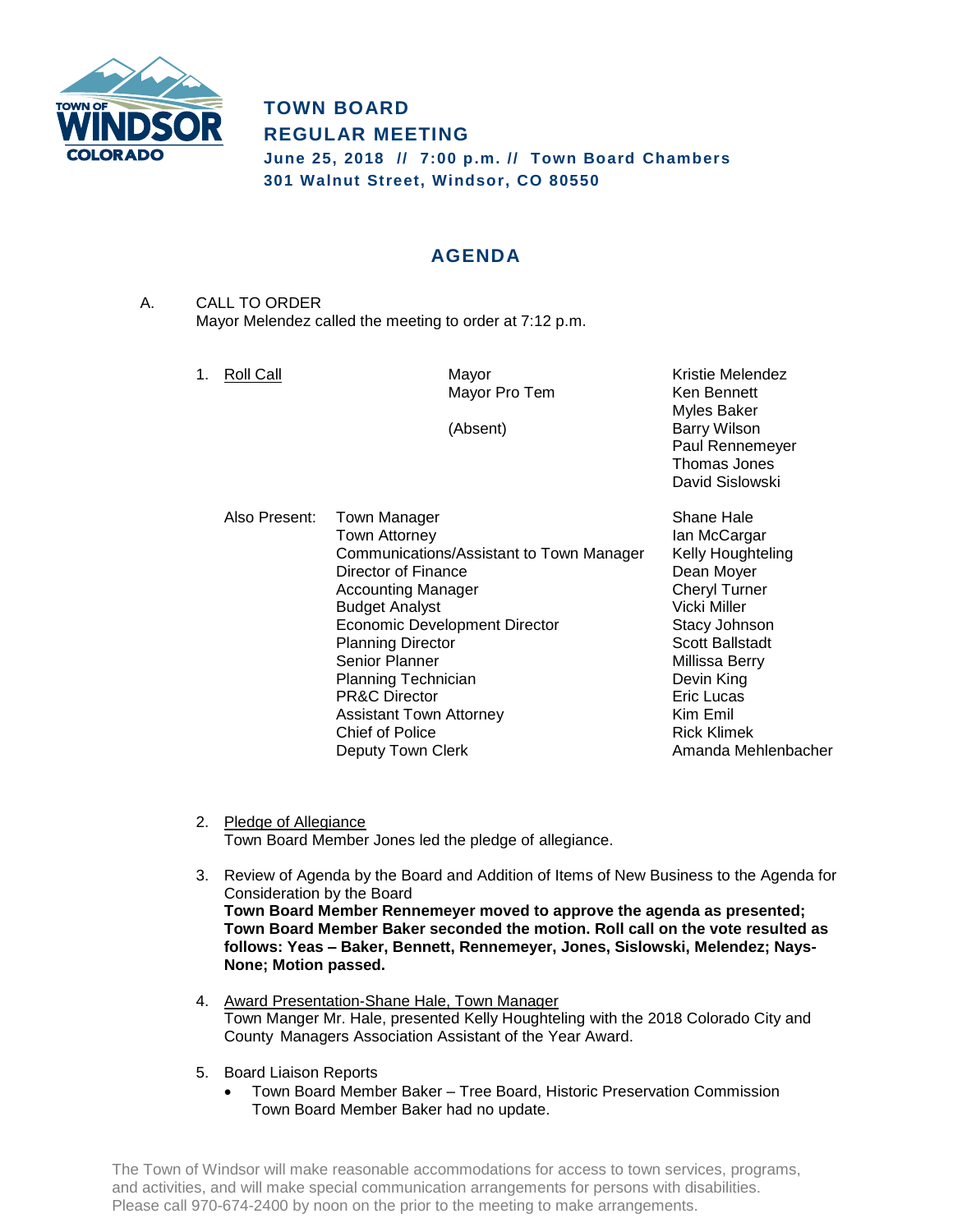# TOWN BOARD REGULAR MEETING

**June 25, 2018 // 7:00 p.m. // Town Board Chambers**
**301 Walnut Street, Windsor, CO 80550**

## AGENDA

A. CALL TO ORDER
Mayor Melendez called the meeting to order at 7:12 p.m.

1. Roll Call

| | |
|---|---|
| Mayor | Kristie Melendez |
| Mayor Pro Tem | Ken Bennett |
| | Myles Baker |
| (Absent) | Barry Wilson |
| | Paul Rennemeyer |
| | Thomas Jones |
| | David Sislowski |

Also Present:

| | |
|---|---|
| Town Manager | Shane Hale |
| Town Attorney | Ian McCargar |
| Communications/Assistant to Town Manager | Kelly Houghteling |
| Director of Finance | Dean Moyer |
| Accounting Manager | Cheryl Turner |
| Budget Analyst | Vicki Miller |
| Economic Development Director | Stacy Johnson |
| Planning Director | Scott Ballstadt |
| Senior Planner | Millissa Berry |
| Planning Technician | Devin King |
| PR&C Director | Eric Lucas |
| Assistant Town Attorney | Kim Emil |
| Chief of Police | Rick Klimek |
| Deputy Town Clerk | Amanda Mehlenbacher |

2. Pledge of Allegiance
Town Board Member Jones led the pledge of allegiance.

3. Review of Agenda by the Board and Addition of Items of New Business to the Agenda for Consideration by the Board
**Town Board Member Rennemeyer moved to approve the agenda as presented; Town Board Member Baker seconded the motion. Roll call on the vote resulted as follows: Yeas – Baker, Bennett, Rennemeyer, Jones, Sislowski, Melendez; Nays- None; Motion passed.**

4. Award Presentation-Shane Hale, Town Manager
Town Manger Mr. Hale, presented Kelly Houghteling with the 2018 Colorado City and County Managers Association Assistant of the Year Award.

5. Board Liaison Reports
   - Town Board Member Baker – Tree Board, Historic Preservation Commission
     Town Board Member Baker had no update.

The Town of Windsor will make reasonable accommodations for access to town services, programs, and activities, and will make special communication arrangements for persons with disabilities. Please call 970-674-2400 by noon on the prior to the meeting to make arrangements.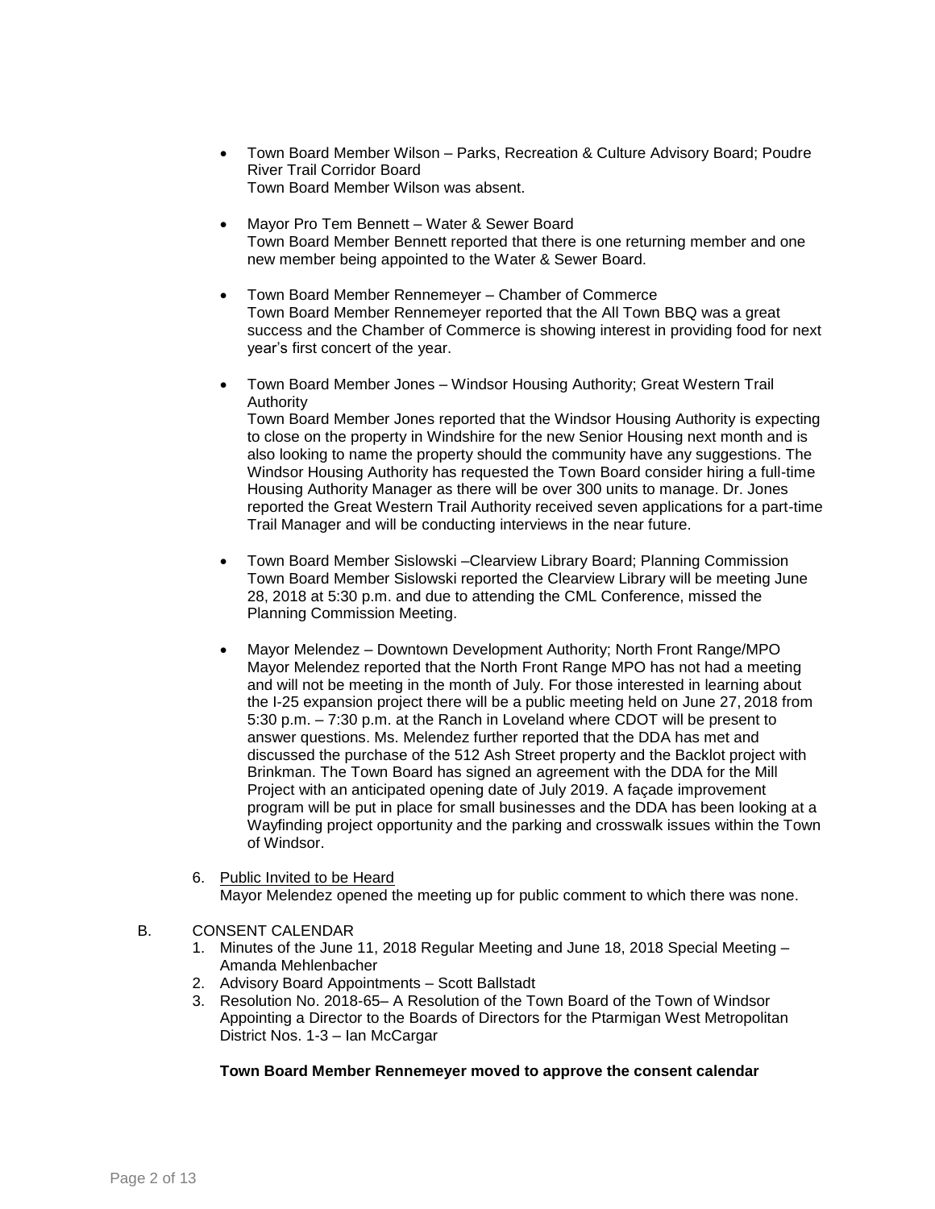- Town Board Member Wilson – Parks, Recreation & Culture Advisory Board; Poudre River Trail Corridor Board
  Town Board Member Wilson was absent.

- Mayor Pro Tem Bennett – Water & Sewer Board
  Town Board Member Bennett reported that there is one returning member and one new member being appointed to the Water & Sewer Board.

- Town Board Member Rennemeyer – Chamber of Commerce
  Town Board Member Rennemeyer reported that the All Town BBQ was a great success and the Chamber of Commerce is showing interest in providing food for next year's first concert of the year.

- Town Board Member Jones – Windsor Housing Authority; Great Western Trail Authority
  Town Board Member Jones reported that the Windsor Housing Authority is expecting to close on the property in Windshire for the new Senior Housing next month and is also looking to name the property should the community have any suggestions. The Windsor Housing Authority has requested the Town Board consider hiring a full-time Housing Authority Manager as there will be over 300 units to manage. Dr. Jones reported the Great Western Trail Authority received seven applications for a part-time Trail Manager and will be conducting interviews in the near future.

- Town Board Member Sislowski –Clearview Library Board; Planning Commission
  Town Board Member Sislowski reported the Clearview Library will be meeting June 28, 2018 at 5:30 p.m. and due to attending the CML Conference, missed the Planning Commission Meeting.

- Mayor Melendez – Downtown Development Authority; North Front Range/MPO
  Mayor Melendez reported that the North Front Range MPO has not had a meeting and will not be meeting in the month of July. For those interested in learning about the I-25 expansion project there will be a public meeting held on June 27, 2018 from 5:30 p.m. – 7:30 p.m. at the Ranch in Loveland where CDOT will be present to answer questions. Ms. Melendez further reported that the DDA has met and discussed the purchase of the 512 Ash Street property and the Backlot project with Brinkman. The Town Board has signed an agreement with the DDA for the Mill Project with an anticipated opening date of July 2019. A façade improvement program will be put in place for small businesses and the DDA has been looking at a Wayfinding project opportunity and the parking and crosswalk issues within the Town of Windsor.

6. Public Invited to be Heard
   Mayor Melendez opened the meeting up for public comment to which there was none.

B. CONSENT CALENDAR
   1. Minutes of the June 11, 2018 Regular Meeting and June 18, 2018 Special Meeting – Amanda Mehlenbacher
   2. Advisory Board Appointments – Scott Ballstadt
   3. Resolution No. 2018-65– A Resolution of the Town Board of the Town of Windsor Appointing a Director to the Boards of Directors for the Ptarmigan West Metropolitan District Nos. 1-3 – Ian McCargar

   **Town Board Member Rennemeyer moved to approve the consent calendar**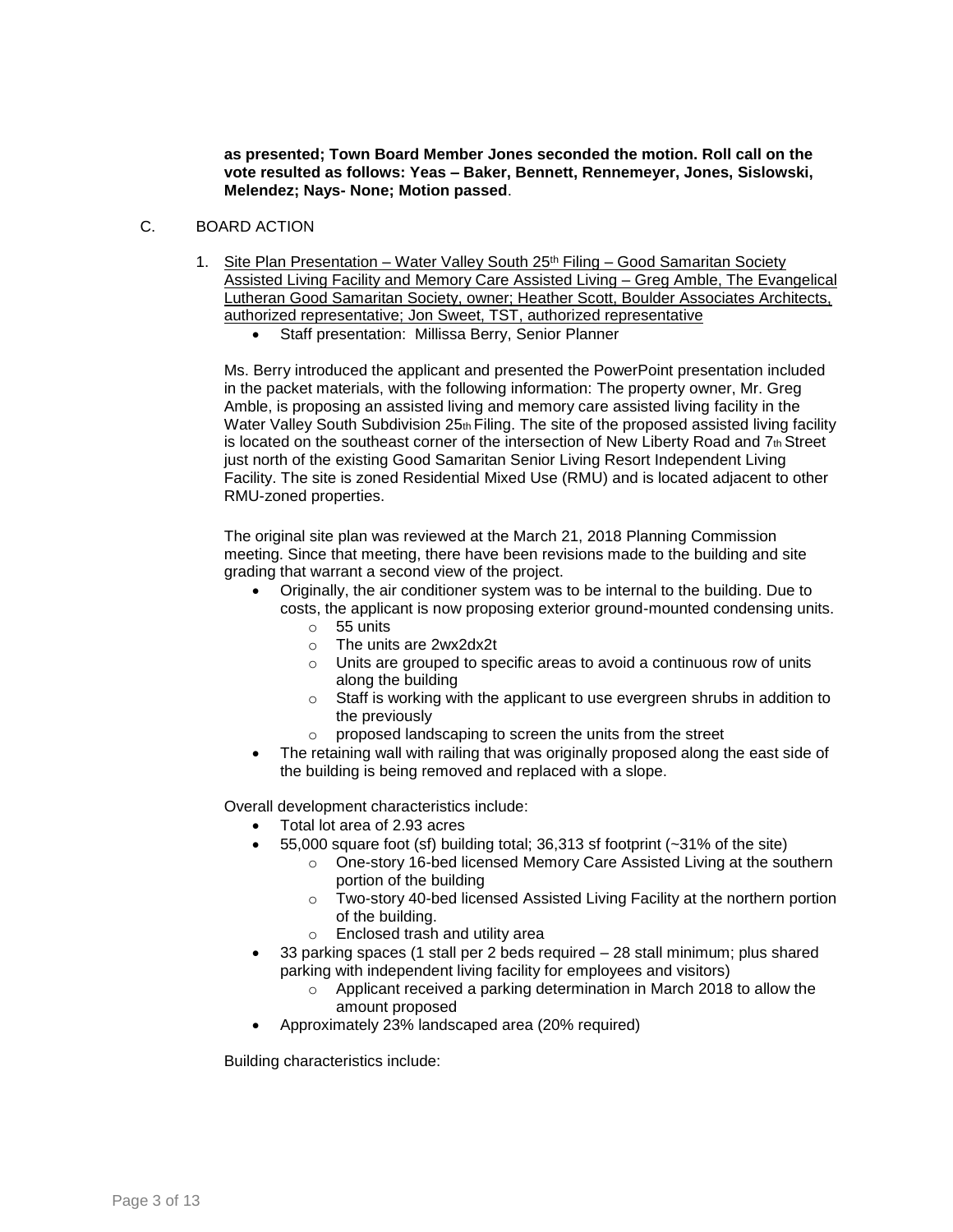**as presented; Town Board Member Jones seconded the motion. Roll call on the vote resulted as follows: Yeas – Baker, Bennett, Rennemeyer, Jones, Sislowski, Melendez; Nays- None; Motion passed**.

C. BOARD ACTION

1. Site Plan Presentation – Water Valley South 25th Filing – Good Samaritan Society Assisted Living Facility and Memory Care Assisted Living – Greg Amble, The Evangelical Lutheran Good Samaritan Society, owner; Heather Scott, Boulder Associates Architects, authorized representative; Jon Sweet, TST, authorized representative
   - Staff presentation: Millissa Berry, Senior Planner

   Ms. Berry introduced the applicant and presented the PowerPoint presentation included in the packet materials, with the following information: The property owner, Mr. Greg Amble, is proposing an assisted living and memory care assisted living facility in the Water Valley South Subdivision 25th Filing. The site of the proposed assisted living facility is located on the southeast corner of the intersection of New Liberty Road and 7th Street just north of the existing Good Samaritan Senior Living Resort Independent Living Facility. The site is zoned Residential Mixed Use (RMU) and is located adjacent to other RMU-zoned properties.

   The original site plan was reviewed at the March 21, 2018 Planning Commission meeting. Since that meeting, there have been revisions made to the building and site grading that warrant a second view of the project.
   - Originally, the air conditioner system was to be internal to the building. Due to costs, the applicant is now proposing exterior ground-mounted condensing units.
     - 55 units
     - The units are 2wx2dx2t
     - Units are grouped to specific areas to avoid a continuous row of units along the building
     - Staff is working with the applicant to use evergreen shrubs in addition to the previously
     - proposed landscaping to screen the units from the street
   - The retaining wall with railing that was originally proposed along the east side of the building is being removed and replaced with a slope.

   Overall development characteristics include:
   - Total lot area of 2.93 acres
   - 55,000 square foot (sf) building total; 36,313 sf footprint (~31% of the site)
     - One-story 16-bed licensed Memory Care Assisted Living at the southern portion of the building
     - Two-story 40-bed licensed Assisted Living Facility at the northern portion of the building.
     - Enclosed trash and utility area
   - 33 parking spaces (1 stall per 2 beds required – 28 stall minimum; plus shared parking with independent living facility for employees and visitors)
     - Applicant received a parking determination in March 2018 to allow the amount proposed
   - Approximately 23% landscaped area (20% required)

   Building characteristics include: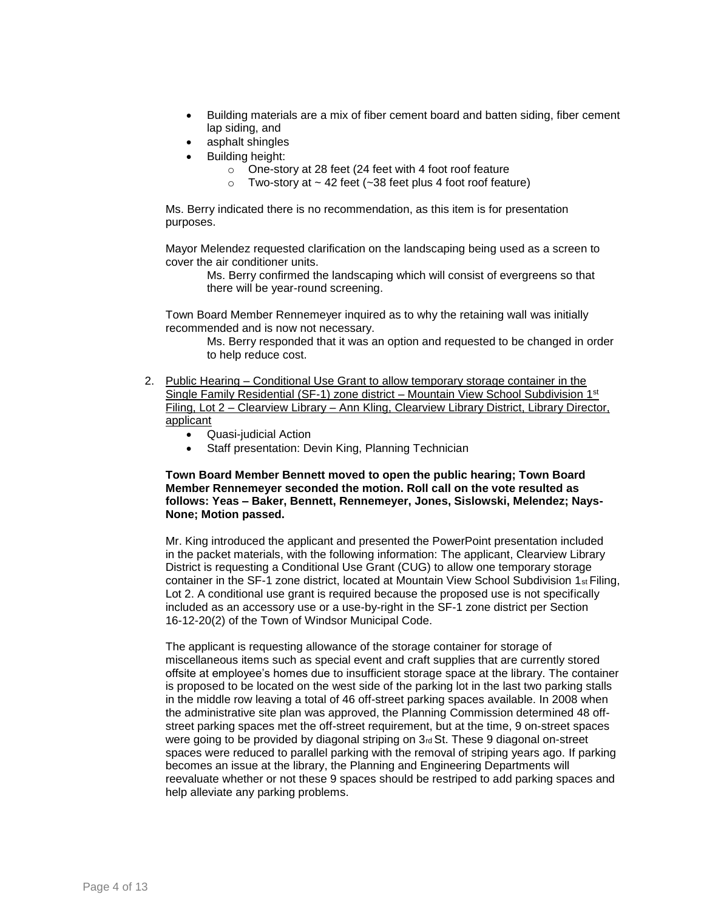- Building materials are a mix of fiber cement board and batten siding, fiber cement lap siding, and
- asphalt shingles
- Building height:
  - One-story at 28 feet (24 feet with 4 foot roof feature
  - Two-story at ~ 42 feet (~38 feet plus 4 foot roof feature)

Ms. Berry indicated there is no recommendation, as this item is for presentation purposes.

Mayor Melendez requested clarification on the landscaping being used as a screen to cover the air conditioner units.

> Ms. Berry confirmed the landscaping which will consist of evergreens so that there will be year-round screening.

Town Board Member Rennemeyer inquired as to why the retaining wall was initially recommended and is now not necessary.

> Ms. Berry responded that it was an option and requested to be changed in order to help reduce cost.

2. Public Hearing – Conditional Use Grant to allow temporary storage container in the Single Family Residential (SF-1) zone district – Mountain View School Subdivision 1st Filing, Lot 2 – Clearview Library – Ann Kling, Clearview Library District, Library Director, applicant
   - Quasi-judicial Action
   - Staff presentation: Devin King, Planning Technician

   **Town Board Member Bennett moved to open the public hearing; Town Board Member Rennemeyer seconded the motion. Roll call on the vote resulted as follows: Yeas – Baker, Bennett, Rennemeyer, Jones, Sislowski, Melendez; Nays- None; Motion passed.**

   Mr. King introduced the applicant and presented the PowerPoint presentation included in the packet materials, with the following information: The applicant, Clearview Library District is requesting a Conditional Use Grant (CUG) to allow one temporary storage container in the SF-1 zone district, located at Mountain View School Subdivision 1st Filing, Lot 2. A conditional use grant is required because the proposed use is not specifically included as an accessory use or a use-by-right in the SF-1 zone district per Section 16-12-20(2) of the Town of Windsor Municipal Code.

   The applicant is requesting allowance of the storage container for storage of miscellaneous items such as special event and craft supplies that are currently stored offsite at employee's homes due to insufficient storage space at the library. The container is proposed to be located on the west side of the parking lot in the last two parking stalls in the middle row leaving a total of 46 off-street parking spaces available. In 2008 when the administrative site plan was approved, the Planning Commission determined 48 off-street parking spaces met the off-street requirement, but at the time, 9 on-street spaces were going to be provided by diagonal striping on 3rd St. These 9 diagonal on-street spaces were reduced to parallel parking with the removal of striping years ago. If parking becomes an issue at the library, the Planning and Engineering Departments will reevaluate whether or not these 9 spaces should be restriped to add parking spaces and help alleviate any parking problems.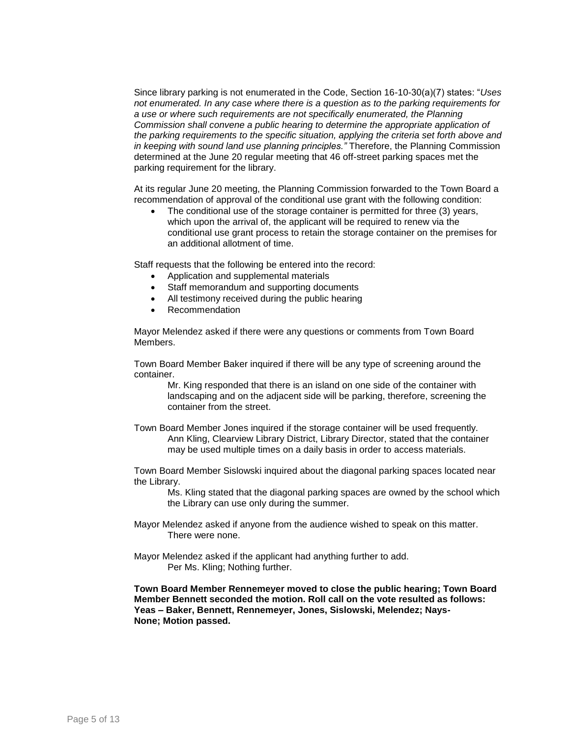Since library parking is not enumerated in the Code, Section 16-10-30(a)(7) states: "*Uses not enumerated. In any case where there is a question as to the parking requirements for a use or where such requirements are not specifically enumerated, the Planning Commission shall convene a public hearing to determine the appropriate application of the parking requirements to the specific situation, applying the criteria set forth above and in keeping with sound land use planning principles."* Therefore, the Planning Commission determined at the June 20 regular meeting that 46 off-street parking spaces met the parking requirement for the library.

At its regular June 20 meeting, the Planning Commission forwarded to the Town Board a recommendation of approval of the conditional use grant with the following condition:

- The conditional use of the storage container is permitted for three (3) years, which upon the arrival of, the applicant will be required to renew via the conditional use grant process to retain the storage container on the premises for an additional allotment of time.

Staff requests that the following be entered into the record:

- Application and supplemental materials
- Staff memorandum and supporting documents
- All testimony received during the public hearing
- Recommendation

Mayor Melendez asked if there were any questions or comments from Town Board Members.

Town Board Member Baker inquired if there will be any type of screening around the container.

> Mr. King responded that there is an island on one side of the container with landscaping and on the adjacent side will be parking, therefore, screening the container from the street.

Town Board Member Jones inquired if the storage container will be used frequently.

> Ann Kling, Clearview Library District, Library Director, stated that the container may be used multiple times on a daily basis in order to access materials.

Town Board Member Sislowski inquired about the diagonal parking spaces located near the Library.

> Ms. Kling stated that the diagonal parking spaces are owned by the school which the Library can use only during the summer.

Mayor Melendez asked if anyone from the audience wished to speak on this matter.

> There were none.

Mayor Melendez asked if the applicant had anything further to add.

> Per Ms. Kling; Nothing further.

**Town Board Member Rennemeyer moved to close the public hearing; Town Board Member Bennett seconded the motion. Roll call on the vote resulted as follows: Yeas – Baker, Bennett, Rennemeyer, Jones, Sislowski, Melendez; Nays- None; Motion passed.**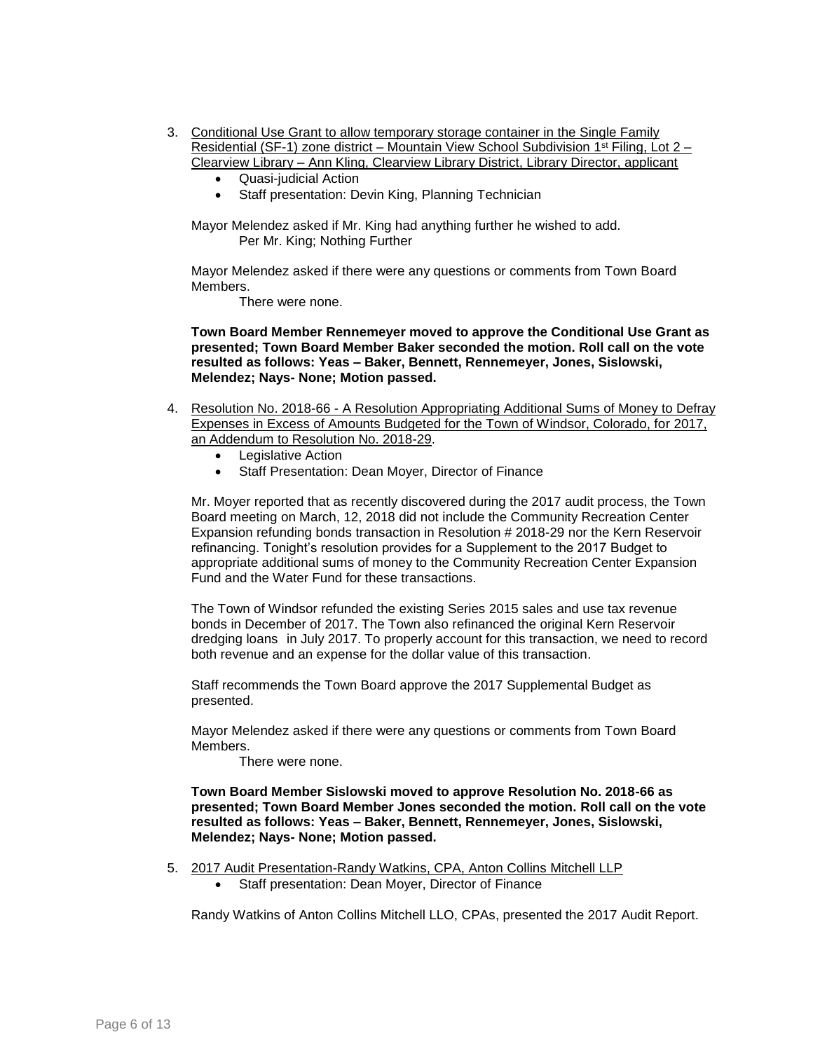3. Conditional Use Grant to allow temporary storage container in the Single Family Residential (SF-1) zone district – Mountain View School Subdivision 1st Filing, Lot 2 – Clearview Library – Ann Kling, Clearview Library District, Library Director, applicant
   - Quasi-judicial Action
   - Staff presentation: Devin King, Planning Technician

   Mayor Melendez asked if Mr. King had anything further he wished to add.
   Per Mr. King; Nothing Further

   Mayor Melendez asked if there were any questions or comments from Town Board Members.
   There were none.

   **Town Board Member Rennemeyer moved to approve the Conditional Use Grant as presented; Town Board Member Baker seconded the motion. Roll call on the vote resulted as follows: Yeas – Baker, Bennett, Rennemeyer, Jones, Sislowski, Melendez; Nays- None; Motion passed.**

4. Resolution No. 2018-66 - A Resolution Appropriating Additional Sums of Money to Defray Expenses in Excess of Amounts Budgeted for the Town of Windsor, Colorado, for 2017, an Addendum to Resolution No. 2018-29.
   - Legislative Action
   - Staff Presentation: Dean Moyer, Director of Finance

   Mr. Moyer reported that as recently discovered during the 2017 audit process, the Town Board meeting on March, 12, 2018 did not include the Community Recreation Center Expansion refunding bonds transaction in Resolution # 2018-29 nor the Kern Reservoir refinancing. Tonight's resolution provides for a Supplement to the 2017 Budget to appropriate additional sums of money to the Community Recreation Center Expansion Fund and the Water Fund for these transactions.

   The Town of Windsor refunded the existing Series 2015 sales and use tax revenue bonds in December of 2017. The Town also refinanced the original Kern Reservoir dredging loans in July 2017. To properly account for this transaction, we need to record both revenue and an expense for the dollar value of this transaction.

   Staff recommends the Town Board approve the 2017 Supplemental Budget as presented.

   Mayor Melendez asked if there were any questions or comments from Town Board Members.
   There were none.

   **Town Board Member Sislowski moved to approve Resolution No. 2018-66 as presented; Town Board Member Jones seconded the motion. Roll call on the vote resulted as follows: Yeas – Baker, Bennett, Rennemeyer, Jones, Sislowski, Melendez; Nays- None; Motion passed.**

5. 2017 Audit Presentation-Randy Watkins, CPA, Anton Collins Mitchell LLP
   - Staff presentation: Dean Moyer, Director of Finance

   Randy Watkins of Anton Collins Mitchell LLO, CPAs, presented the 2017 Audit Report.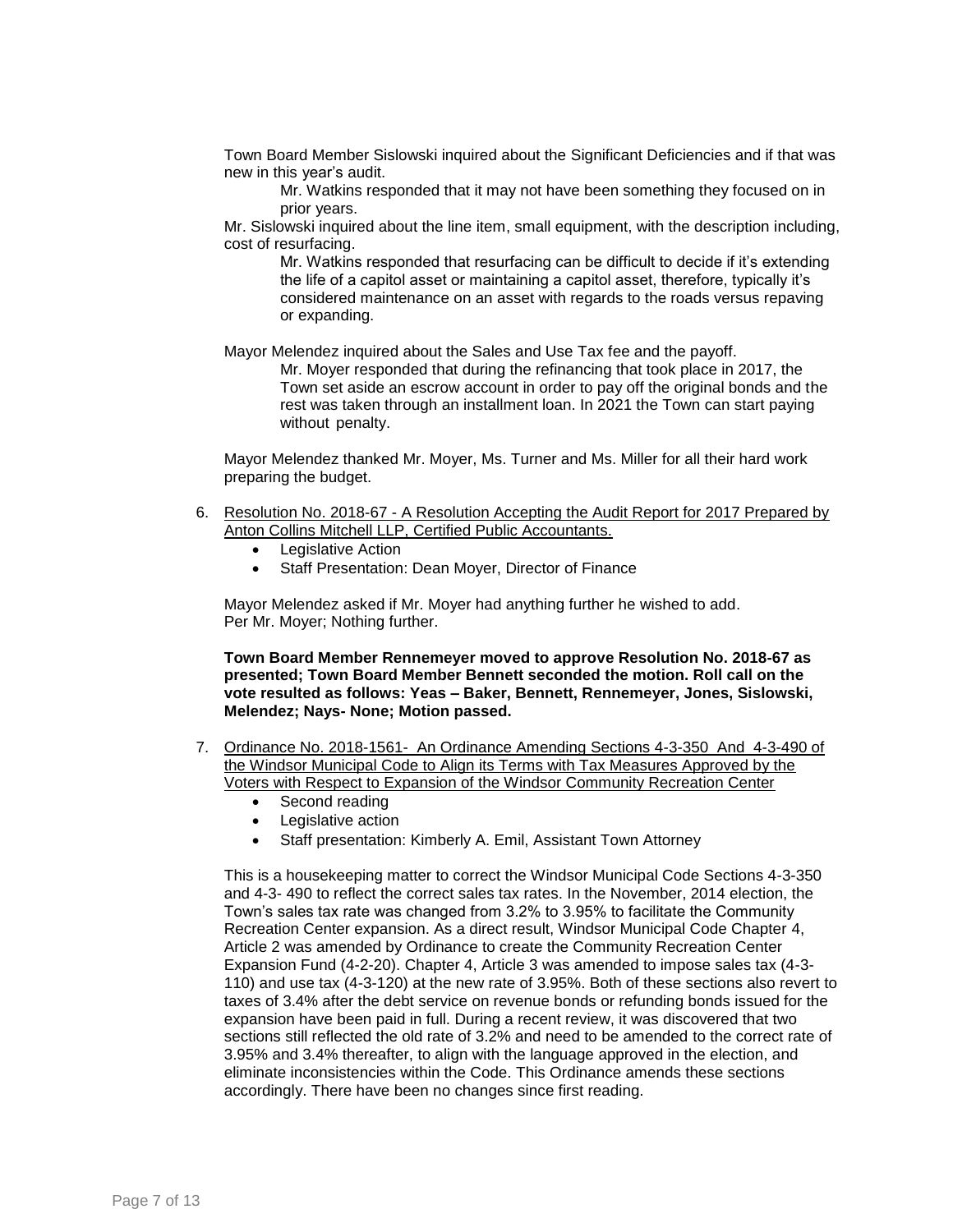Town Board Member Sislowski inquired about the Significant Deficiencies and if that was new in this year's audit.

> Mr. Watkins responded that it may not have been something they focused on in prior years.

Mr. Sislowski inquired about the line item, small equipment, with the description including, cost of resurfacing.

> Mr. Watkins responded that resurfacing can be difficult to decide if it's extending the life of a capitol asset or maintaining a capitol asset, therefore, typically it's considered maintenance on an asset with regards to the roads versus repaving or expanding.

Mayor Melendez inquired about the Sales and Use Tax fee and the payoff.

> Mr. Moyer responded that during the refinancing that took place in 2017, the Town set aside an escrow account in order to pay off the original bonds and the rest was taken through an installment loan. In 2021 the Town can start paying without penalty.

Mayor Melendez thanked Mr. Moyer, Ms. Turner and Ms. Miller for all their hard work preparing the budget.

6. Resolution No. 2018-67 - A Resolution Accepting the Audit Report for 2017 Prepared by Anton Collins Mitchell LLP, Certified Public Accountants.
   - Legislative Action
   - Staff Presentation: Dean Moyer, Director of Finance

   Mayor Melendez asked if Mr. Moyer had anything further he wished to add.
   Per Mr. Moyer; Nothing further.

   **Town Board Member Rennemeyer moved to approve Resolution No. 2018-67 as presented; Town Board Member Bennett seconded the motion. Roll call on the vote resulted as follows: Yeas – Baker, Bennett, Rennemeyer, Jones, Sislowski, Melendez; Nays- None; Motion passed.**

7. Ordinance No. 2018-1561- An Ordinance Amending Sections 4-3-350 And 4-3-490 of the Windsor Municipal Code to Align its Terms with Tax Measures Approved by the Voters with Respect to Expansion of the Windsor Community Recreation Center
   - Second reading
   - Legislative action
   - Staff presentation: Kimberly A. Emil, Assistant Town Attorney

   This is a housekeeping matter to correct the Windsor Municipal Code Sections 4-3-350 and 4-3- 490 to reflect the correct sales tax rates. In the November, 2014 election, the Town's sales tax rate was changed from 3.2% to 3.95% to facilitate the Community Recreation Center expansion. As a direct result, Windsor Municipal Code Chapter 4, Article 2 was amended by Ordinance to create the Community Recreation Center Expansion Fund (4-2-20). Chapter 4, Article 3 was amended to impose sales tax (4-3-110) and use tax (4-3-120) at the new rate of 3.95%. Both of these sections also revert to taxes of 3.4% after the debt service on revenue bonds or refunding bonds issued for the expansion have been paid in full. During a recent review, it was discovered that two sections still reflected the old rate of 3.2% and need to be amended to the correct rate of 3.95% and 3.4% thereafter, to align with the language approved in the election, and eliminate inconsistencies within the Code. This Ordinance amends these sections accordingly. There have been no changes since first reading.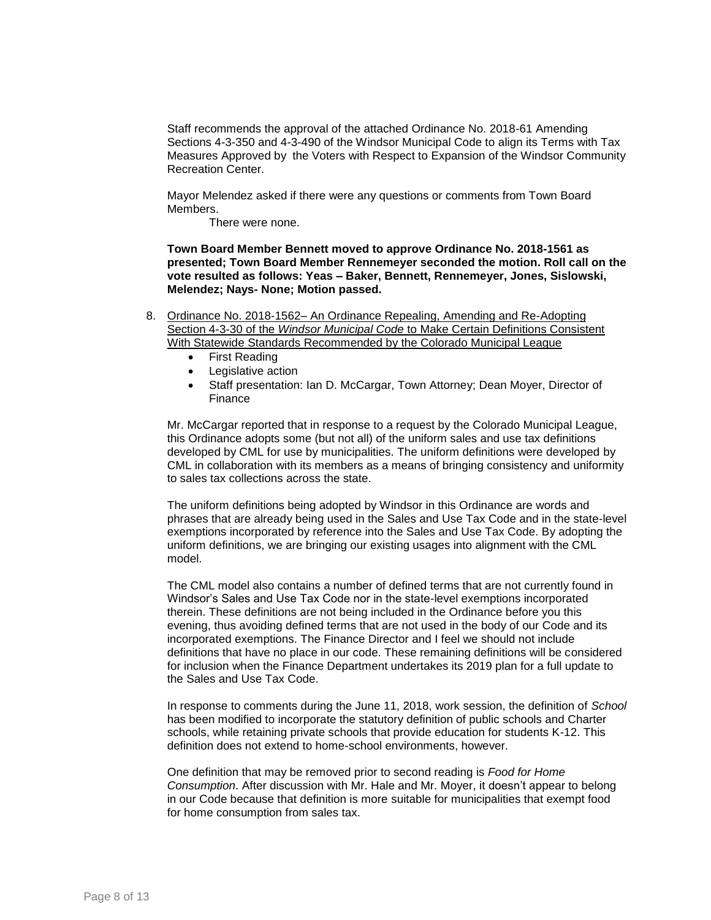Staff recommends the approval of the attached Ordinance No. 2018-61 Amending Sections 4-3-350 and 4-3-490 of the Windsor Municipal Code to align its Terms with Tax Measures Approved by the Voters with Respect to Expansion of the Windsor Community Recreation Center.

Mayor Melendez asked if there were any questions or comments from Town Board Members.

There were none.

**Town Board Member Bennett moved to approve Ordinance No. 2018-1561 as presented; Town Board Member Rennemeyer seconded the motion. Roll call on the vote resulted as follows: Yeas – Baker, Bennett, Rennemeyer, Jones, Sislowski, Melendez; Nays- None; Motion passed.**

8. Ordinance No. 2018-1562– An Ordinance Repealing, Amending and Re-Adopting Section 4-3-30 of the *Windsor Municipal Code* to Make Certain Definitions Consistent With Statewide Standards Recommended by the Colorado Municipal League
   - First Reading
   - Legislative action
   - Staff presentation: Ian D. McCargar, Town Attorney; Dean Moyer, Director of Finance

   Mr. McCargar reported that in response to a request by the Colorado Municipal League, this Ordinance adopts some (but not all) of the uniform sales and use tax definitions developed by CML for use by municipalities. The uniform definitions were developed by CML in collaboration with its members as a means of bringing consistency and uniformity to sales tax collections across the state.

   The uniform definitions being adopted by Windsor in this Ordinance are words and phrases that are already being used in the Sales and Use Tax Code and in the state-level exemptions incorporated by reference into the Sales and Use Tax Code. By adopting the uniform definitions, we are bringing our existing usages into alignment with the CML model.

   The CML model also contains a number of defined terms that are not currently found in Windsor's Sales and Use Tax Code nor in the state-level exemptions incorporated therein. These definitions are not being included in the Ordinance before you this evening, thus avoiding defined terms that are not used in the body of our Code and its incorporated exemptions. The Finance Director and I feel we should not include definitions that have no place in our code. These remaining definitions will be considered for inclusion when the Finance Department undertakes its 2019 plan for a full update to the Sales and Use Tax Code.

   In response to comments during the June 11, 2018, work session, the definition of *School* has been modified to incorporate the statutory definition of public schools and Charter schools, while retaining private schools that provide education for students K-12. This definition does not extend to home-school environments, however.

   One definition that may be removed prior to second reading is *Food for Home Consumption*. After discussion with Mr. Hale and Mr. Moyer, it doesn't appear to belong in our Code because that definition is more suitable for municipalities that exempt food for home consumption from sales tax.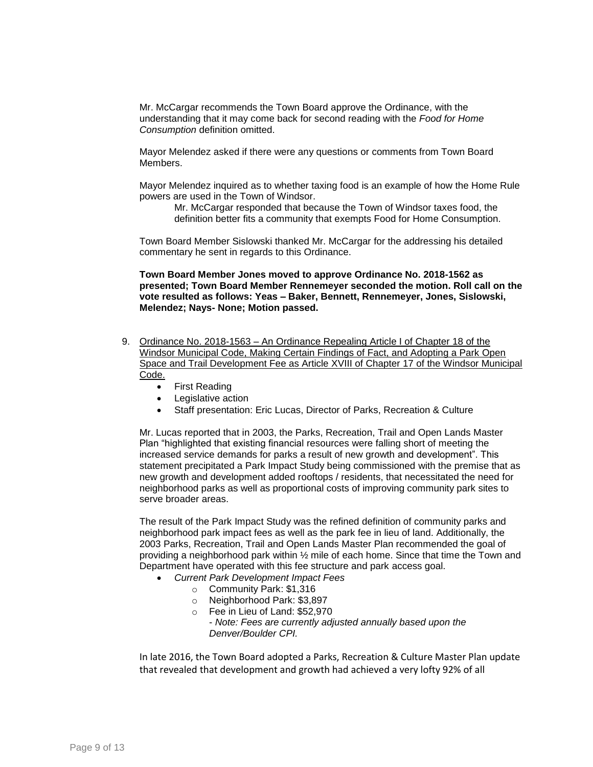Mr. McCargar recommends the Town Board approve the Ordinance, with the understanding that it may come back for second reading with the *Food for Home Consumption* definition omitted.

Mayor Melendez asked if there were any questions or comments from Town Board Members.

Mayor Melendez inquired as to whether taxing food is an example of how the Home Rule powers are used in the Town of Windsor.

> Mr. McCargar responded that because the Town of Windsor taxes food, the definition better fits a community that exempts Food for Home Consumption.

Town Board Member Sislowski thanked Mr. McCargar for the addressing his detailed commentary he sent in regards to this Ordinance.

**Town Board Member Jones moved to approve Ordinance No. 2018-1562 as presented; Town Board Member Rennemeyer seconded the motion. Roll call on the vote resulted as follows: Yeas – Baker, Bennett, Rennemeyer, Jones, Sislowski, Melendez; Nays- None; Motion passed.**

9. <u>Ordinance No. 2018-1563 – An Ordinance Repealing Article I of Chapter 18 of the Windsor Municipal Code, Making Certain Findings of Fact, and Adopting a Park Open Space and Trail Development Fee as Article XVIII of Chapter 17 of the Windsor Municipal Code.</u>
   - First Reading
   - Legislative action
   - Staff presentation: Eric Lucas, Director of Parks, Recreation & Culture

Mr. Lucas reported that in 2003, the Parks, Recreation, Trail and Open Lands Master Plan "highlighted that existing financial resources were falling short of meeting the increased service demands for parks a result of new growth and development". This statement precipitated a Park Impact Study being commissioned with the premise that as new growth and development added rooftops / residents, that necessitated the need for neighborhood parks as well as proportional costs of improving community park sites to serve broader areas.

The result of the Park Impact Study was the refined definition of community parks and neighborhood park impact fees as well as the park fee in lieu of land. Additionally, the 2003 Parks, Recreation, Trail and Open Lands Master Plan recommended the goal of providing a neighborhood park within ½ mile of each home. Since that time the Town and Department have operated with this fee structure and park access goal.

- *Current Park Development Impact Fees*
  - Community Park: $1,316
  - Neighborhood Park: $3,897
  - Fee in Lieu of Land: $52,970
    - *Note: Fees are currently adjusted annually based upon the Denver/Boulder CPI.*

In late 2016, the Town Board adopted a Parks, Recreation & Culture Master Plan update that revealed that development and growth had achieved a very lofty 92% of all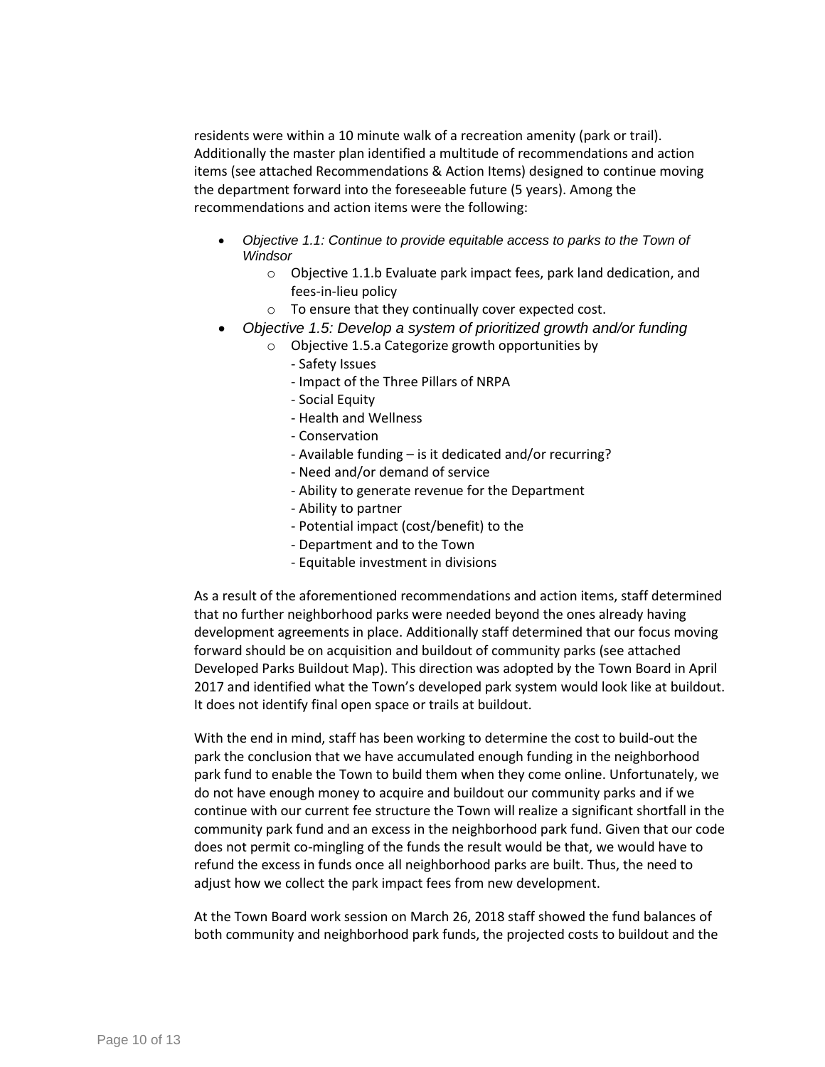residents were within a 10 minute walk of a recreation amenity (park or trail). Additionally the master plan identified a multitude of recommendations and action items (see attached Recommendations & Action Items) designed to continue moving the department forward into the foreseeable future (5 years). Among the recommendations and action items were the following:

- *Objective 1.1: Continue to provide equitable access to parks to the Town of Windsor*
  - Objective 1.1.b Evaluate park impact fees, park land dedication, and fees-in-lieu policy
  - To ensure that they continually cover expected cost.
- *Objective 1.5: Develop a system of prioritized growth and/or funding*
  - Objective 1.5.a Categorize growth opportunities by
    - Safety Issues
    - Impact of the Three Pillars of NRPA
    - Social Equity
    - Health and Wellness
    - Conservation
    - Available funding – is it dedicated and/or recurring?
    - Need and/or demand of service
    - Ability to generate revenue for the Department
    - Ability to partner
    - Potential impact (cost/benefit) to the
    - Department and to the Town
    - Equitable investment in divisions

As a result of the aforementioned recommendations and action items, staff determined that no further neighborhood parks were needed beyond the ones already having development agreements in place. Additionally staff determined that our focus moving forward should be on acquisition and buildout of community parks (see attached Developed Parks Buildout Map). This direction was adopted by the Town Board in April 2017 and identified what the Town's developed park system would look like at buildout. It does not identify final open space or trails at buildout.

With the end in mind, staff has been working to determine the cost to build-out the park the conclusion that we have accumulated enough funding in the neighborhood park fund to enable the Town to build them when they come online. Unfortunately, we do not have enough money to acquire and buildout our community parks and if we continue with our current fee structure the Town will realize a significant shortfall in the community park fund and an excess in the neighborhood park fund. Given that our code does not permit co-mingling of the funds the result would be that, we would have to refund the excess in funds once all neighborhood parks are built. Thus, the need to adjust how we collect the park impact fees from new development.

At the Town Board work session on March 26, 2018 staff showed the fund balances of both community and neighborhood park funds, the projected costs to buildout and the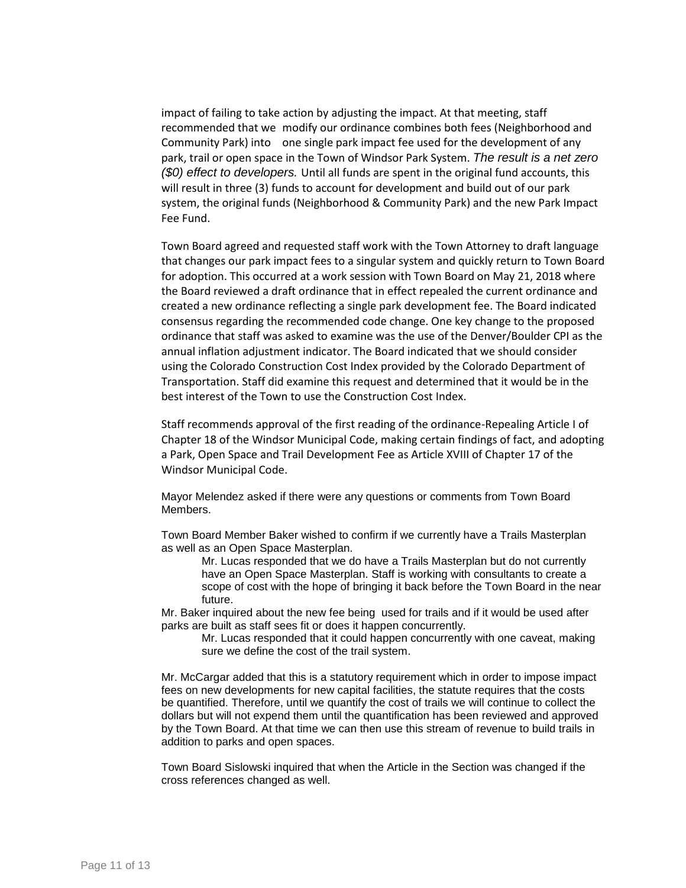impact of failing to take action by adjusting the impact. At that meeting, staff recommended that we modify our ordinance combines both fees (Neighborhood and Community Park) into one single park impact fee used for the development of any park, trail or open space in the Town of Windsor Park System. *The result is a net zero ($0) effect to developers.* Until all funds are spent in the original fund accounts, this will result in three (3) funds to account for development and build out of our park system, the original funds (Neighborhood & Community Park) and the new Park Impact Fee Fund.

Town Board agreed and requested staff work with the Town Attorney to draft language that changes our park impact fees to a singular system and quickly return to Town Board for adoption. This occurred at a work session with Town Board on May 21, 2018 where the Board reviewed a draft ordinance that in effect repealed the current ordinance and created a new ordinance reflecting a single park development fee. The Board indicated consensus regarding the recommended code change. One key change to the proposed ordinance that staff was asked to examine was the use of the Denver/Boulder CPI as the annual inflation adjustment indicator. The Board indicated that we should consider using the Colorado Construction Cost Index provided by the Colorado Department of Transportation. Staff did examine this request and determined that it would be in the best interest of the Town to use the Construction Cost Index.

Staff recommends approval of the first reading of the ordinance-Repealing Article I of Chapter 18 of the Windsor Municipal Code, making certain findings of fact, and adopting a Park, Open Space and Trail Development Fee as Article XVIII of Chapter 17 of the Windsor Municipal Code.

Mayor Melendez asked if there were any questions or comments from Town Board Members.

Town Board Member Baker wished to confirm if we currently have a Trails Masterplan as well as an Open Space Masterplan.

> Mr. Lucas responded that we do have a Trails Masterplan but do not currently have an Open Space Masterplan. Staff is working with consultants to create a scope of cost with the hope of bringing it back before the Town Board in the near future.

Mr. Baker inquired about the new fee being used for trails and if it would be used after parks are built as staff sees fit or does it happen concurrently.

> Mr. Lucas responded that it could happen concurrently with one caveat, making sure we define the cost of the trail system.

Mr. McCargar added that this is a statutory requirement which in order to impose impact fees on new developments for new capital facilities, the statute requires that the costs be quantified. Therefore, until we quantify the cost of trails we will continue to collect the dollars but will not expend them until the quantification has been reviewed and approved by the Town Board. At that time we can then use this stream of revenue to build trails in addition to parks and open spaces.

Town Board Sislowski inquired that when the Article in the Section was changed if the cross references changed as well.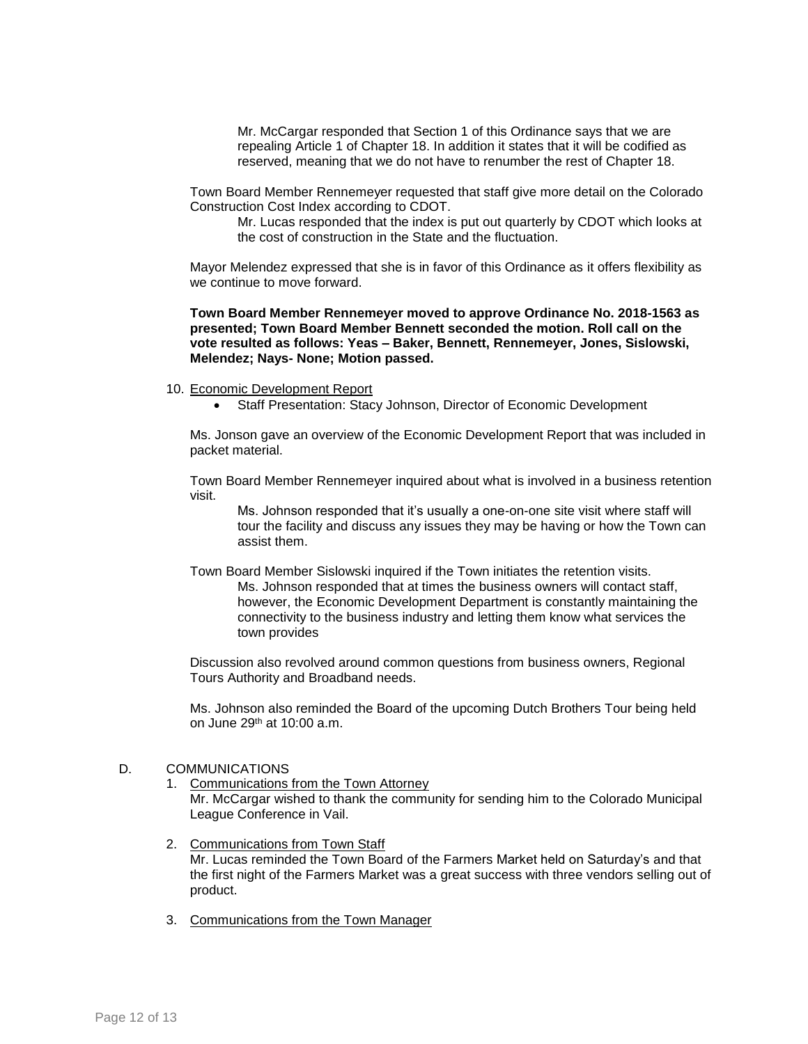Mr. McCargar responded that Section 1 of this Ordinance says that we are repealing Article 1 of Chapter 18. In addition it states that it will be codified as reserved, meaning that we do not have to renumber the rest of Chapter 18.

Town Board Member Rennemeyer requested that staff give more detail on the Colorado Construction Cost Index according to CDOT.

Mr. Lucas responded that the index is put out quarterly by CDOT which looks at the cost of construction in the State and the fluctuation.

Mayor Melendez expressed that she is in favor of this Ordinance as it offers flexibility as we continue to move forward.

**Town Board Member Rennemeyer moved to approve Ordinance No. 2018-1563 as presented; Town Board Member Bennett seconded the motion. Roll call on the vote resulted as follows: Yeas – Baker, Bennett, Rennemeyer, Jones, Sislowski, Melendez; Nays- None; Motion passed.**

10. Economic Development Report
    - Staff Presentation: Stacy Johnson, Director of Economic Development

Ms. Jonson gave an overview of the Economic Development Report that was included in packet material.

Town Board Member Rennemeyer inquired about what is involved in a business retention visit.

Ms. Johnson responded that it's usually a one-on-one site visit where staff will tour the facility and discuss any issues they may be having or how the Town can assist them.

Town Board Member Sislowski inquired if the Town initiates the retention visits.

Ms. Johnson responded that at times the business owners will contact staff, however, the Economic Development Department is constantly maintaining the connectivity to the business industry and letting them know what services the town provides

Discussion also revolved around common questions from business owners, Regional Tours Authority and Broadband needs.

Ms. Johnson also reminded the Board of the upcoming Dutch Brothers Tour being held on June 29th at 10:00 a.m.

D. COMMUNICATIONS

1. Communications from the Town Attorney

   Mr. McCargar wished to thank the community for sending him to the Colorado Municipal League Conference in Vail.

2. Communications from Town Staff

   Mr. Lucas reminded the Town Board of the Farmers Market held on Saturday's and that the first night of the Farmers Market was a great success with three vendors selling out of product.

3. Communications from the Town Manager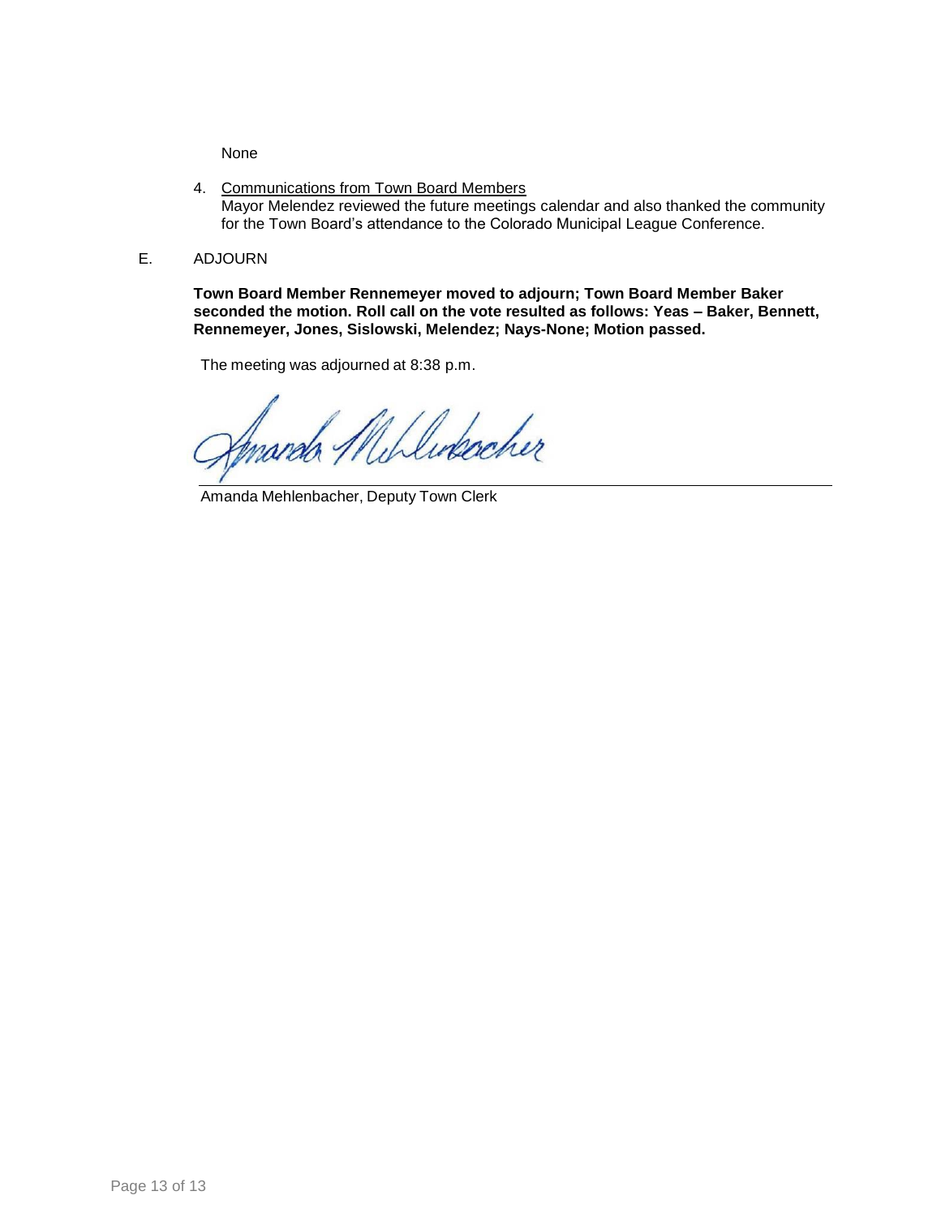None

4. Communications from Town Board Members
   Mayor Melendez reviewed the future meetings calendar and also thanked the community for the Town Board's attendance to the Colorado Municipal League Conference.

E. ADJOURN

**Town Board Member Rennemeyer moved to adjourn; Town Board Member Baker seconded the motion. Roll call on the vote resulted as follows: Yeas – Baker, Bennett, Rennemeyer, Jones, Sislowski, Melendez; Nays-None; Motion passed.**

The meeting was adjourned at 8:38 p.m.

Amanda Mehlenbacher, Deputy Town Clerk